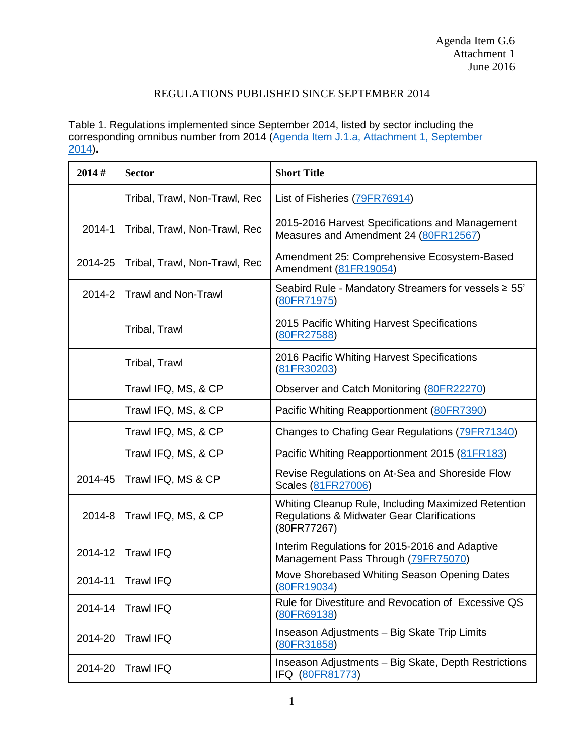Agenda Item G.6
Attachment 1
June 2016

# REGULATIONS PUBLISHED SINCE SEPTEMBER 2014

Table 1. Regulations implemented since September 2014, listed by sector including the corresponding omnibus number from 2014 (Agenda Item J.1.a, Attachment 1, September 2014).

| 2014 # | Sector | Short Title |
|---|---|---|
| | Tribal, Trawl, Non-Trawl, Rec | List of Fisheries (79FR76914) |
| 2014-1 | Tribal, Trawl, Non-Trawl, Rec | 2015-2016 Harvest Specifications and Management Measures and Amendment 24 (80FR12567) |
| 2014-25 | Tribal, Trawl, Non-Trawl, Rec | Amendment 25: Comprehensive Ecosystem-Based Amendment (81FR19054) |
| 2014-2 | Trawl and Non-Trawl | Seabird Rule - Mandatory Streamers for vessels ≥ 55' (80FR71975) |
| | Tribal, Trawl | 2015 Pacific Whiting Harvest Specifications (80FR27588) |
| | Tribal, Trawl | 2016 Pacific Whiting Harvest Specifications (81FR30203) |
| | Trawl IFQ, MS, & CP | Observer and Catch Monitoring (80FR22270) |
| | Trawl IFQ, MS, & CP | Pacific Whiting Reapportionment (80FR7390) |
| | Trawl IFQ, MS, & CP | Changes to Chafing Gear Regulations (79FR71340) |
| | Trawl IFQ, MS, & CP | Pacific Whiting Reapportionment 2015 (81FR183) |
| 2014-45 | Trawl IFQ, MS & CP | Revise Regulations on At-Sea and Shoreside Flow Scales (81FR27006) |
| 2014-8 | Trawl IFQ, MS, & CP | Whiting Cleanup Rule, Including Maximized Retention Regulations & Midwater Gear Clarifications (80FR77267) |
| 2014-12 | Trawl IFQ | Interim Regulations for 2015-2016 and Adaptive Management Pass Through (79FR75070) |
| 2014-11 | Trawl IFQ | Move Shorebased Whiting Season Opening Dates (80FR19034) |
| 2014-14 | Trawl IFQ | Rule for Divestiture and Revocation of Excessive QS (80FR69138) |
| 2014-20 | Trawl IFQ | Inseason Adjustments – Big Skate Trip Limits (80FR31858) |
| 2014-20 | Trawl IFQ | Inseason Adjustments – Big Skate, Depth Restrictions IFQ (80FR81773) |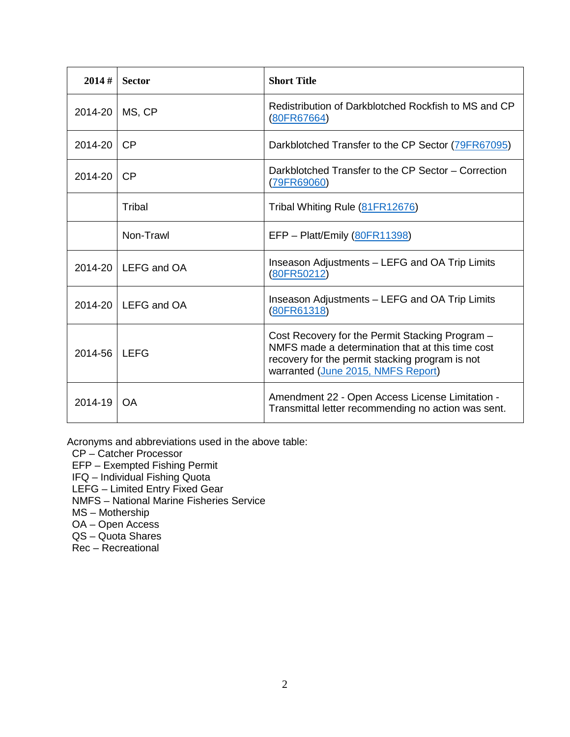| 2014 # | Sector | Short Title |
|---|---|---|
| 2014-20 | MS, CP | Redistribution of Darkblotched Rockfish to MS and CP (80FR67664) |
| 2014-20 | CP | Darkblotched Transfer to the CP Sector (79FR67095) |
| 2014-20 | CP | Darkblotched Transfer to the CP Sector – Correction (79FR69060) |
| | Tribal | Tribal Whiting Rule (81FR12676) |
| | Non-Trawl | EFP – Platt/Emily (80FR11398) |
| 2014-20 | LEFG and OA | Inseason Adjustments – LEFG and OA Trip Limits (80FR50212) |
| 2014-20 | LEFG and OA | Inseason Adjustments – LEFG and OA Trip Limits (80FR61318) |
| 2014-56 | LEFG | Cost Recovery for the Permit Stacking Program – NMFS made a determination that at this time cost recovery for the permit stacking program is not warranted (June 2015, NMFS Report) |
| 2014-19 | OA | Amendment 22 - Open Access License Limitation - Transmittal letter recommending no action was sent. |

Acronyms and abbreviations used in the above table:

- CP – Catcher Processor
- EFP – Exempted Fishing Permit
- IFQ – Individual Fishing Quota
- LEFG – Limited Entry Fixed Gear
- NMFS – National Marine Fisheries Service
- MS – Mothership
- OA – Open Access
- QS – Quota Shares
- Rec – Recreational